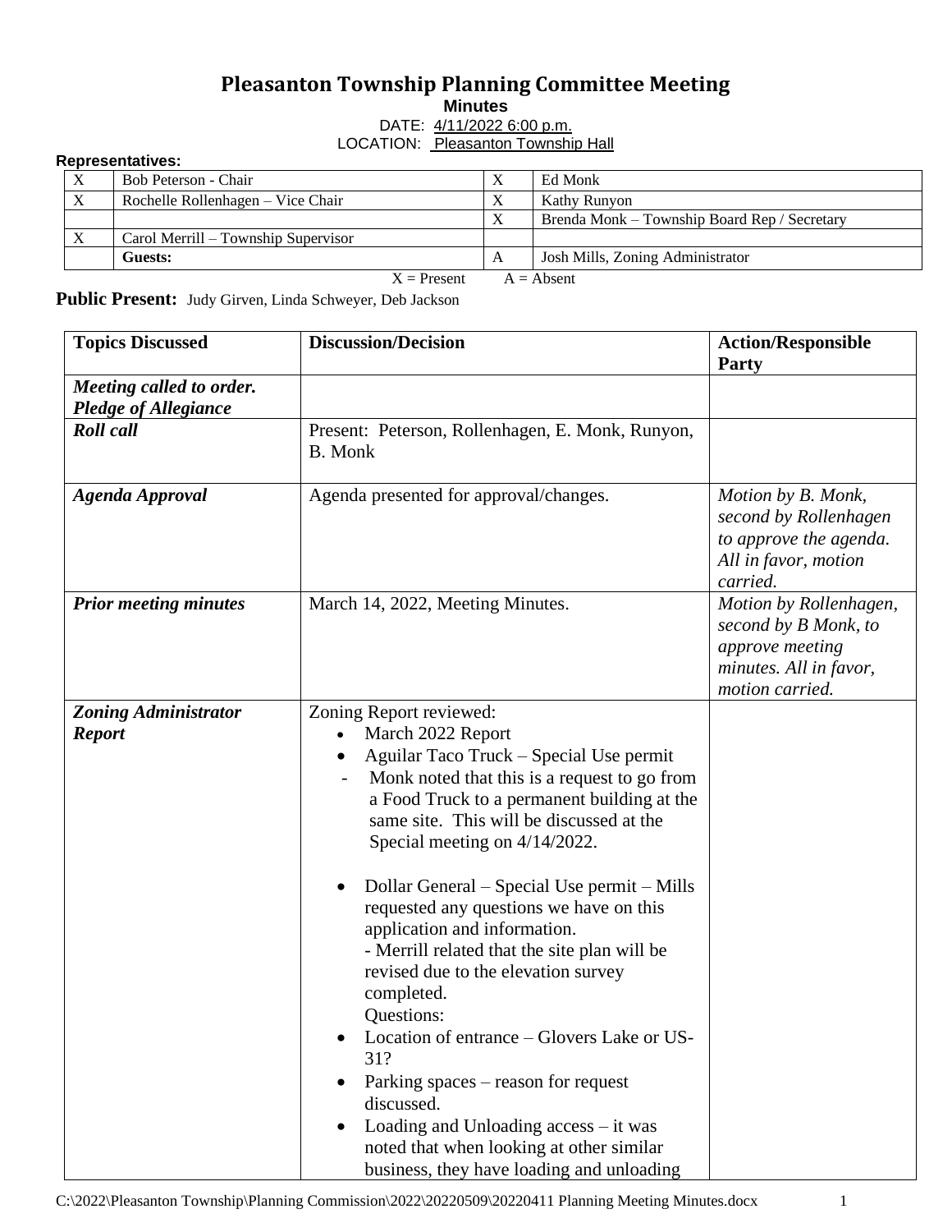# Pleasanton Township Planning Committee Meeting

**Minutes**

DATE: 4/11/2022 6:00 p.m.

LOCATION: Pleasanton Township Hall

**Representatives:**

| | | | |
|---|---|---|---|
| X | Bob Peterson - Chair | X | Ed Monk |
| X | Rochelle Rollenhagen – Vice Chair | X | Kathy Runyon |
| | | X | Brenda Monk – Township Board Rep / Secretary |
| X | Carol Merrill – Township Supervisor | | |
| | **Guests:** | A | Josh Mills, Zoning Administrator |

X = Present A = Absent

**Public Present:** Judy Girven, Linda Schweyer, Deb Jackson

| Topics Discussed | Discussion/Decision | Action/Responsible Party |
|---|---|---|
| ***Meeting called to order. Pledge of Allegiance*** | | |
| ***Roll call*** | Present: Peterson, Rollenhagen, E. Monk, Runyon, B. Monk | |
| ***Agenda Approval*** | Agenda presented for approval/changes. | *Motion by B. Monk, second by Rollenhagen to approve the agenda. All in favor, motion carried.* |
| ***Prior meeting minutes*** | March 14, 2022, Meeting Minutes. | *Motion by Rollenhagen, second by B Monk, to approve meeting minutes. All in favor, motion carried.* |
| ***Zoning Administrator Report*** | Zoning Report reviewed:<br>• March 2022 Report<br>• Aguilar Taco Truck – Special Use permit<br>- Monk noted that this is a request to go from a Food Truck to a permanent building at the same site. This will be discussed at the Special meeting on 4/14/2022.<br><br>• Dollar General – Special Use permit – Mills requested any questions we have on this application and information.<br>- Merrill related that the site plan will be revised due to the elevation survey completed.<br>Questions:<br>• Location of entrance – Glovers Lake or US-31?<br>• Parking spaces – reason for request discussed.<br>• Loading and Unloading access – it was noted that when looking at other similar business, they have loading and unloading | |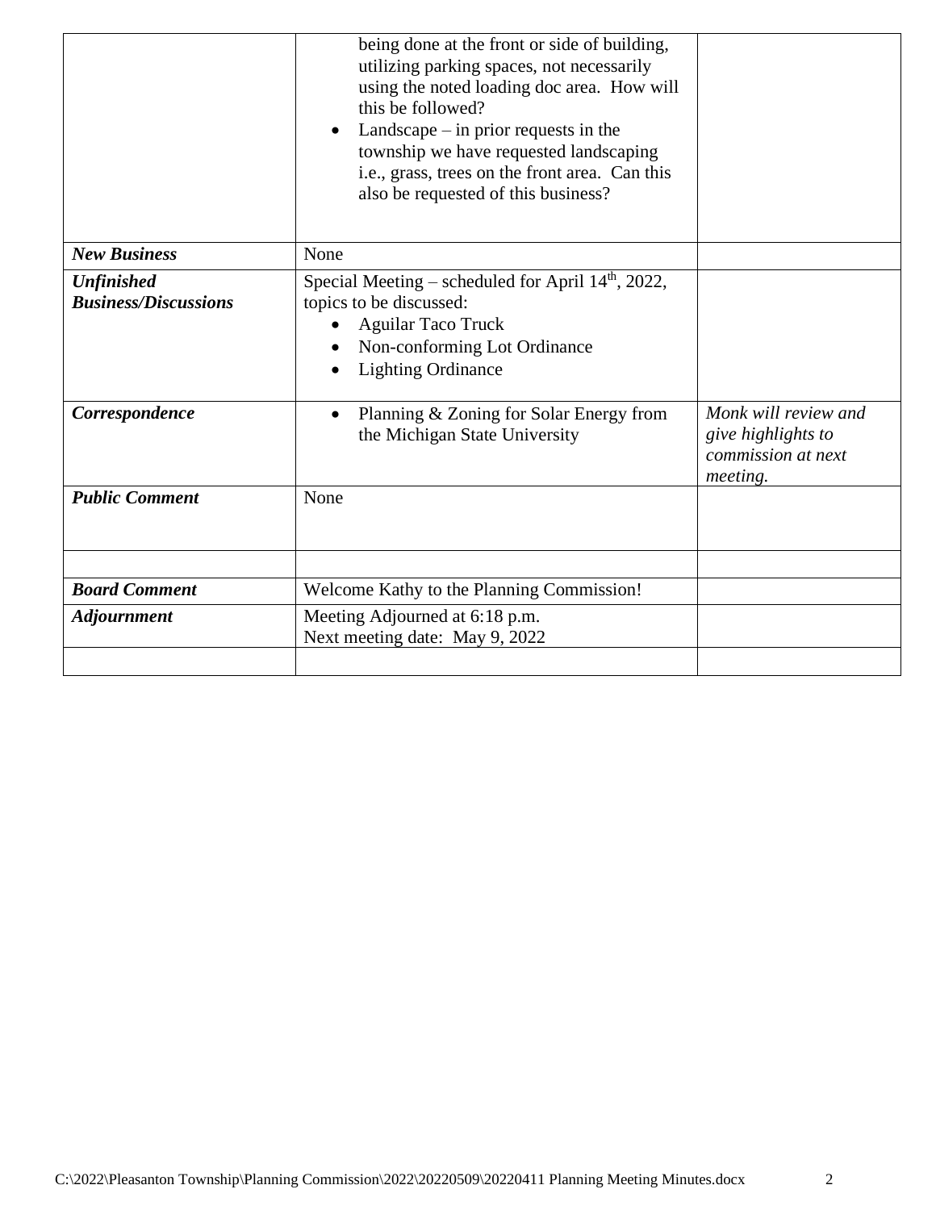| | | |
|---|---|---|
| | being done at the front or side of building, utilizing parking spaces, not necessarily using the noted loading doc area. How will this be followed?<br>• Landscape – in prior requests in the township we have requested landscaping i.e., grass, trees on the front area. Can this also be requested of this business? | |
| ***New Business*** | None | |
| ***Unfinished Business/Discussions*** | Special Meeting – scheduled for April 14th, 2022, topics to be discussed:<br>• Aguilar Taco Truck<br>• Non-conforming Lot Ordinance<br>• Lighting Ordinance | |
| ***Correspondence*** | • Planning & Zoning for Solar Energy from the Michigan State University | *Monk will review and give highlights to commission at next meeting.* |
| ***Public Comment*** | None | |
| | | |
| ***Board Comment*** | Welcome Kathy to the Planning Commission! | |
| ***Adjournment*** | Meeting Adjourned at 6:18 p.m.<br>Next meeting date: May 9, 2022 | |
| | | |

C:\2022\Pleasanton Township\Planning Commission\2022\20220509\20220411 Planning Meeting Minutes.docx